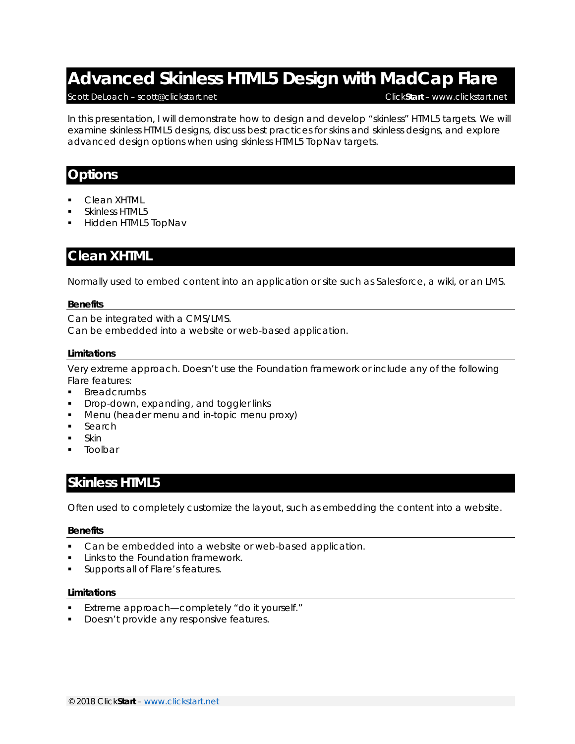# Advanced Skinless HTML5 Design with MadCap Flare

Scott DeLoach – scott@clickstart.net    Click**Start** – www.clickstart.net

In this presentation, I will demonstrate how to design and develop "skinless" HTML5 targets. We will examine skinless HTML5 designs, discuss best practices for skins and skinless designs, and explore advanced design options when using skinless HTML5 TopNav targets.

## Options

- Clean XHTML
- Skinless HTML5
- Hidden HTML5 TopNav

## Clean XHTML

Normally used to embed content into an application or site such as Salesforce, a wiki, or an LMS.

#### Benefits

Can be integrated with a CMS/LMS.
Can be embedded into a website or web-based application.

#### Limitations

Very extreme approach. Doesn't use the Foundation framework or include any of the following Flare features:

- Breadcrumbs
- Drop-down, expanding, and toggler links
- Menu (header menu and in-topic menu proxy)
- Search
- Skin
- Toolbar

## Skinless HTML5

Often used to completely customize the layout, such as embedding the content into a website.

#### Benefits

- Can be embedded into a website or web-based application.
- Links to the Foundation framework.
- Supports all of Flare's features.

#### Limitations

- Extreme approach—completely "do it yourself."
- Doesn't provide any responsive features.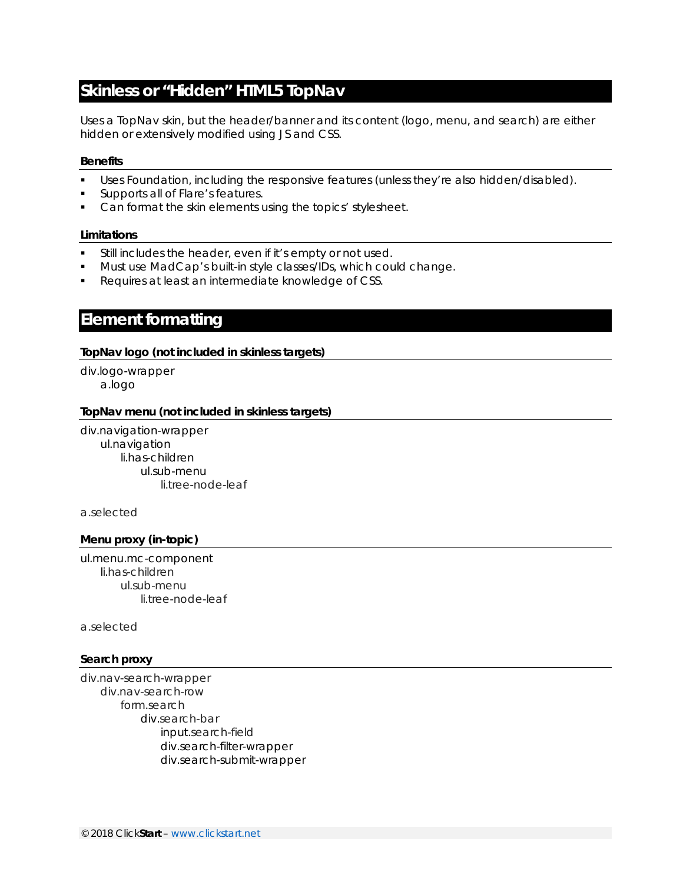## Skinless or “Hidden” HTML5 TopNav

Uses a TopNav skin, but the header/banner and its content (logo, menu, and search) are either hidden or extensively modified using JS and CSS.

#### Benefits

- Uses Foundation, including the responsive features (unless they’re also hidden/disabled).
- Supports all of Flare’s features.
- Can format the skin elements using the topics’ stylesheet.

#### Limitations

- Still includes the header, even if it’s empty or not used.
- Must use MadCap’s built-in style classes/IDs, which could change.
- Requires at least an intermediate knowledge of CSS.

## Element formatting

#### TopNav logo (not included in skinless targets)

```
div.logo-wrapper
    a.logo
```

#### TopNav menu (not included in skinless targets)

```
div.navigation-wrapper
    ul.navigation
        li.has-children
            ul.sub-menu
                li.tree-node-leaf
```

a.selected

#### Menu proxy (in-topic)

```
ul.menu.mc-component
    li.has-children
        ul.sub-menu
            li.tree-node-leaf
```

a.selected

#### Search proxy

```
div.nav-search-wrapper
    div.nav-search-row
        form.search
            div.search-bar
                input.search-field
                div.search-filter-wrapper
                div.search-submit-wrapper
```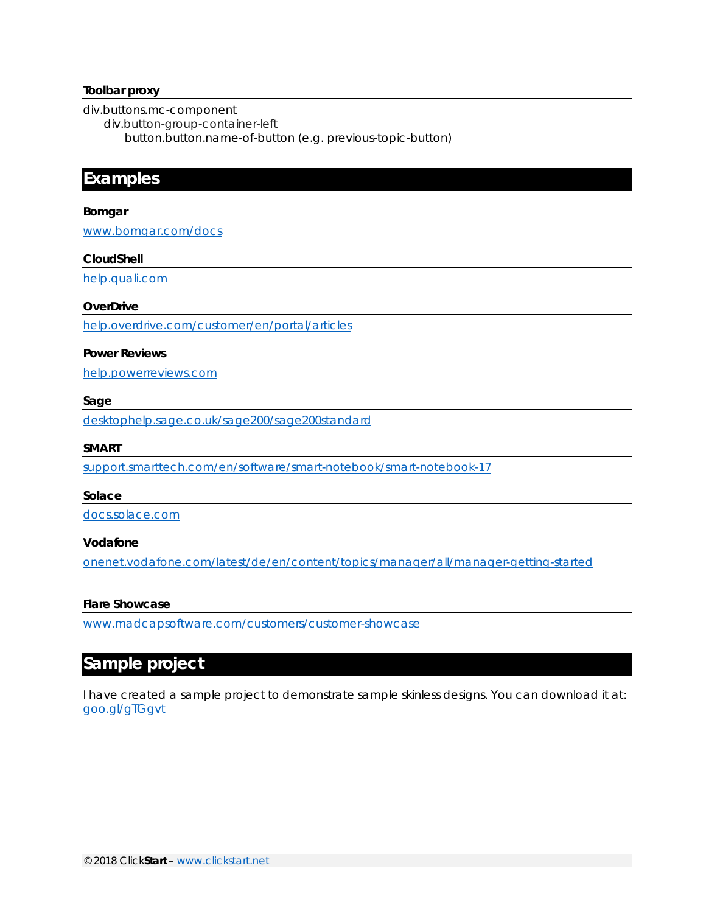### Toolbar proxy

div.buttons.mc-component
  div.button-group-container-left
    button.button.name-of-button (e.g. previous-topic-button)

## Examples

### Bomgar

[www.bomgar.com/docs](http://www.bomgar.com/docs)

### CloudShell

[help.quali.com](http://help.quali.com)

### OverDrive

[help.overdrive.com/customer/en/portal/articles](http://help.overdrive.com/customer/en/portal/articles)

### Power Reviews

[help.powerreviews.com](http://help.powerreviews.com)

### Sage

[desktophelp.sage.co.uk/sage200/sage200standard](http://desktophelp.sage.co.uk/sage200/sage200standard)

### SMART

[support.smarttech.com/en/software/smart-notebook/smart-notebook-17](http://support.smarttech.com/en/software/smart-notebook/smart-notebook-17)

### Solace

[docs.solace.com](http://docs.solace.com)

### Vodafone

[onenet.vodafone.com/latest/de/en/content/topics/manager/all/manager-getting-started](http://onenet.vodafone.com/latest/de/en/content/topics/manager/all/manager-getting-started)

### Flare Showcase

[www.madcapsoftware.com/customers/customer-showcase](http://www.madcapsoftware.com/customers/customer-showcase)

## Sample project

I have created a sample project to demonstrate sample skinless designs. You can download it at: [goo.gl/gTGgvt](http://goo.gl/gTGgvt)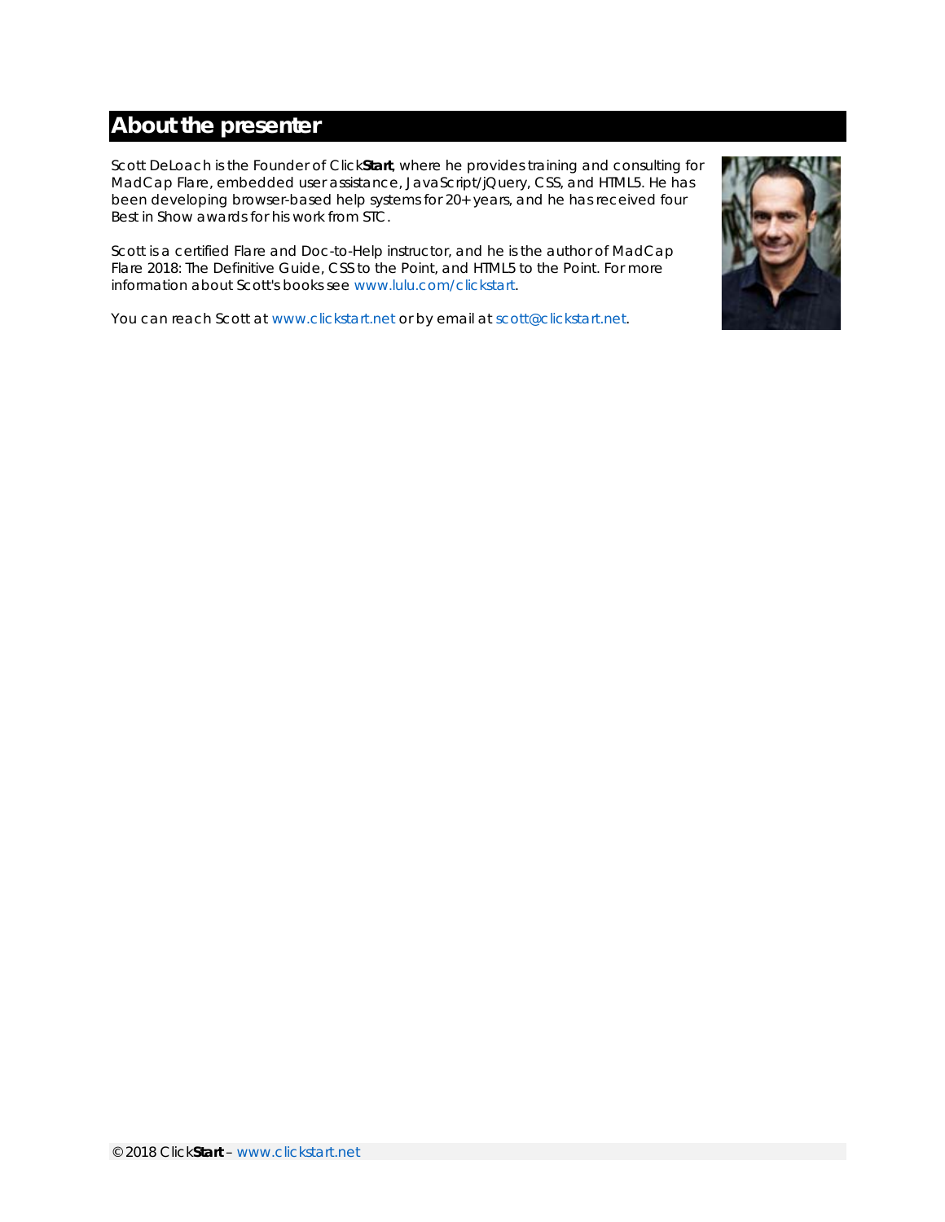# About the presenter

Scott DeLoach is the Founder of Click**Start**, where he provides training and consulting for MadCap Flare, embedded user assistance, JavaScript/jQuery, CSS, and HTML5. He has been developing browser-based help systems for 20+ years, and he has received four Best in Show awards for his work from STC.

Scott is a certified Flare and Doc-to-Help instructor, and he is the author of MadCap Flare 2018: The Definitive Guide, CSS to the Point, and HTML5 to the Point. For more information about Scott's books see www.lulu.com/clickstart.

You can reach Scott at www.clickstart.net or by email at scott@clickstart.net.